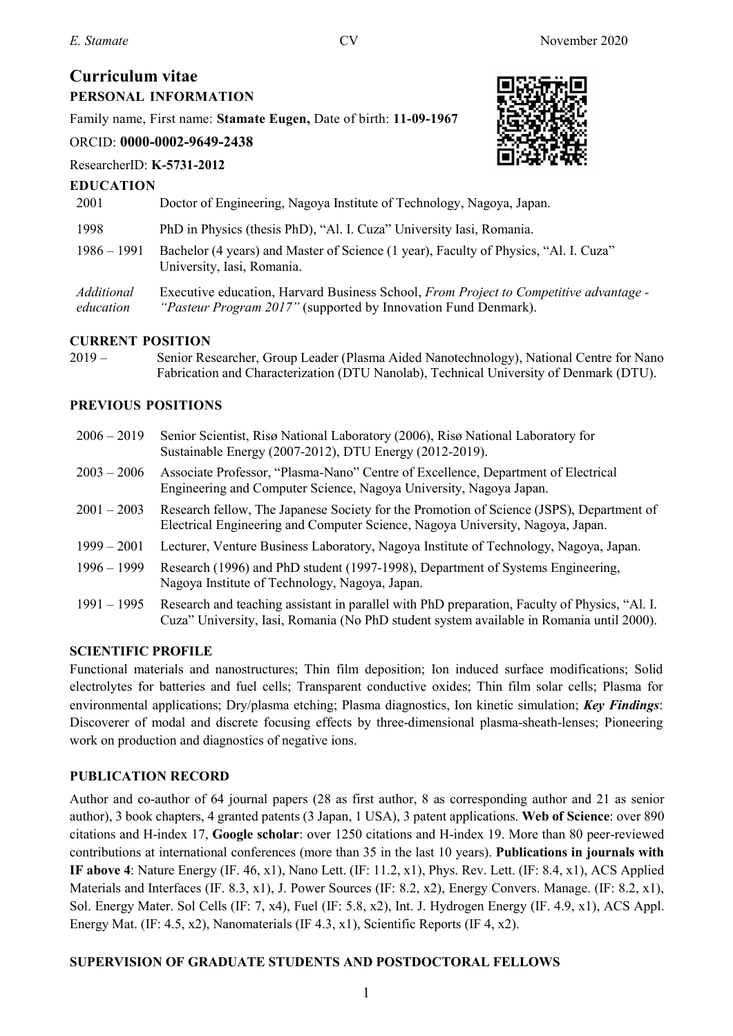# Curriculum vitae

## PERSONAL INFORMATION

Family name, First name: **Stamate Eugen,** Date of birth: **11-09-1967**

ORCID: **0000-0002-9649-2438**

ResearcherID: **K-5731-2012**

## EDUCATION

| | |
|---|---|
| 2001 | Doctor of Engineering, Nagoya Institute of Technology, Nagoya, Japan. |
| 1998 | PhD in Physics (thesis PhD), "Al. I. Cuza" University Iasi, Romania. |
| 1986 – 1991 | Bachelor (4 years) and Master of Science (1 year), Faculty of Physics, "Al. I. Cuza" University, Iasi, Romania. |
| *Additional education* | Executive education, Harvard Business School, *From Project to Competitive advantage - "Pasteur Program 2017"* (supported by Innovation Fund Denmark). |

## CURRENT POSITION

| | |
|---|---|
| 2019 – | Senior Researcher, Group Leader (Plasma Aided Nanotechnology), National Centre for Nano Fabrication and Characterization (DTU Nanolab), Technical University of Denmark (DTU). |

## PREVIOUS POSITIONS

| | |
|---|---|
| 2006 – 2019 | Senior Scientist, Risø National Laboratory (2006), Risø National Laboratory for Sustainable Energy (2007-2012), DTU Energy (2012-2019). |
| 2003 – 2006 | Associate Professor, "Plasma-Nano" Centre of Excellence, Department of Electrical Engineering and Computer Science, Nagoya University, Nagoya Japan. |
| 2001 – 2003 | Research fellow, The Japanese Society for the Promotion of Science (JSPS), Department of Electrical Engineering and Computer Science, Nagoya University, Nagoya, Japan. |
| 1999 – 2001 | Lecturer, Venture Business Laboratory, Nagoya Institute of Technology, Nagoya, Japan. |
| 1996 – 1999 | Research (1996) and PhD student (1997-1998), Department of Systems Engineering, Nagoya Institute of Technology, Nagoya, Japan. |
| 1991 – 1995 | Research and teaching assistant in parallel with PhD preparation, Faculty of Physics, "Al. I. Cuza" University, Iasi, Romania (No PhD student system available in Romania until 2000). |

## SCIENTIFIC PROFILE

Functional materials and nanostructures; Thin film deposition; Ion induced surface modifications; Solid electrolytes for batteries and fuel cells; Transparent conductive oxides; Thin film solar cells; Plasma for environmental applications; Dry/plasma etching; Plasma diagnostics, Ion kinetic simulation; ***Key Findings***: Discoverer of modal and discrete focusing effects by three-dimensional plasma-sheath-lenses; Pioneering work on production and diagnostics of negative ions.

## PUBLICATION RECORD

Author and co-author of 64 journal papers (28 as first author, 8 as corresponding author and 21 as senior author), 3 book chapters, 4 granted patents (3 Japan, 1 USA), 3 patent applications. **Web of Science**: over 890 citations and H-index 17, **Google scholar**: over 1250 citations and H-index 19. More than 80 peer-reviewed contributions at international conferences (more than 35 in the last 10 years). **Publications in journals with IF above 4**: Nature Energy (IF. 46, x1), Nano Lett. (IF: 11.2, x1), Phys. Rev. Lett. (IF: 8.4, x1), ACS Applied Materials and Interfaces (IF. 8.3, x1), J. Power Sources (IF: 8.2, x2), Energy Convers. Manage. (IF: 8.2, x1), Sol. Energy Mater. Sol Cells (IF: 7, x4), Fuel (IF: 5.8, x2), Int. J. Hydrogen Energy (IF. 4.9, x1), ACS Appl. Energy Mat. (IF: 4.5, x2), Nanomaterials (IF 4.3, x1), Scientific Reports (IF 4, x2).

## SUPERVISION OF GRADUATE STUDENTS AND POSTDOCTORAL FELLOWS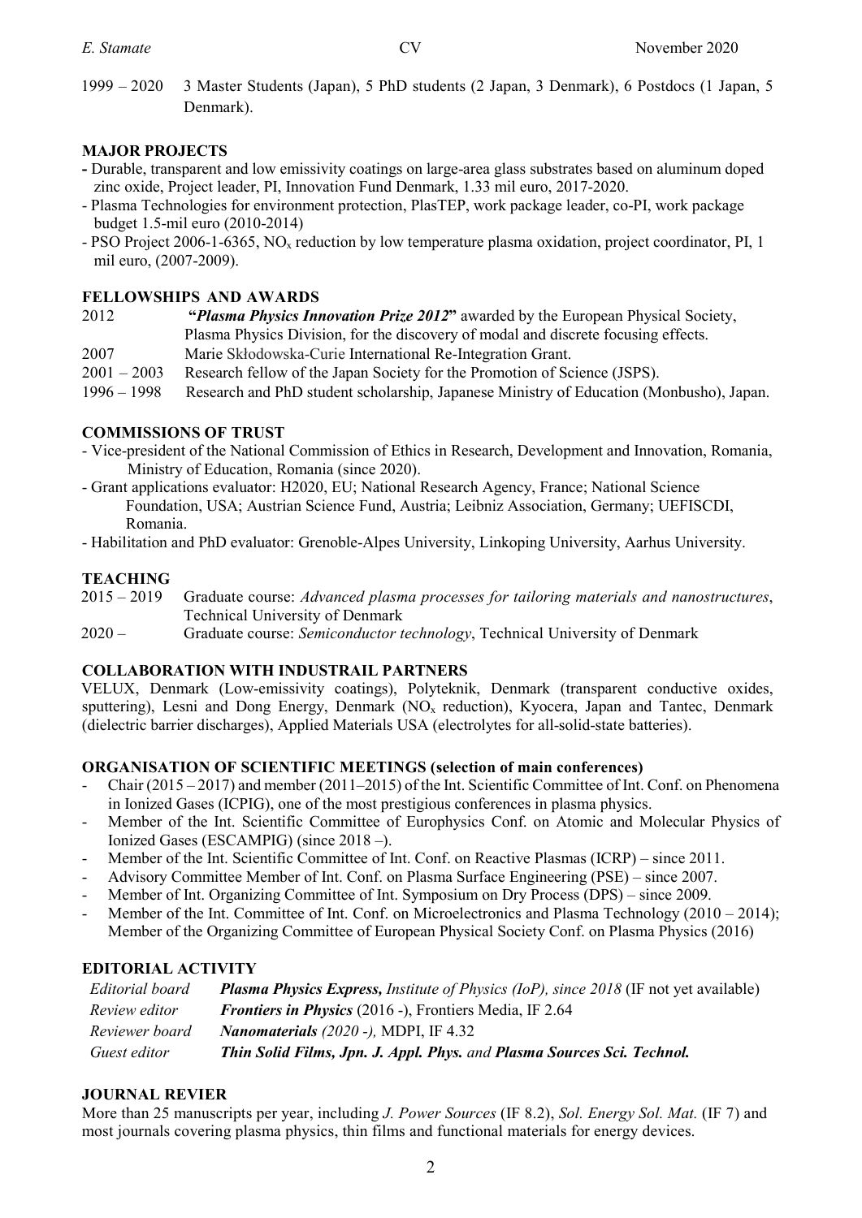1999 – 2020 3 Master Students (Japan), 5 PhD students (2 Japan, 3 Denmark), 6 Postdocs (1 Japan, 5 Denmark).

## MAJOR PROJECTS

- Durable, transparent and low emissivity coatings on large-area glass substrates based on aluminum doped zinc oxide, Project leader, PI, Innovation Fund Denmark, 1.33 mil euro, 2017-2020.
- Plasma Technologies for environment protection, PlasTEP, work package leader, co-PI, work package budget 1.5-mil euro (2010-2014)
- PSO Project 2006-1-6365, $NO_x$ reduction by low temperature plasma oxidation, project coordinator, PI, 1 mil euro, (2007-2009).

## FELLOWSHIPS AND AWARDS

| | |
|---|---|
| 2012 | "***Plasma Physics Innovation Prize 2012***" awarded by the European Physical Society, Plasma Physics Division, for the discovery of modal and discrete focusing effects. |
| 2007 | Marie Skłodowska-Curie International Re-Integration Grant. |
| 2001 – 2003 | Research fellow of the Japan Society for the Promotion of Science (JSPS). |
| 1996 – 1998 | Research and PhD student scholarship, Japanese Ministry of Education (Monbusho), Japan. |

## COMMISSIONS OF TRUST

- Vice-president of the National Commission of Ethics in Research, Development and Innovation, Romania, Ministry of Education, Romania (since 2020).
- Grant applications evaluator: H2020, EU; National Research Agency, France; National Science Foundation, USA; Austrian Science Fund, Austria; Leibniz Association, Germany; UEFISCDI, Romania.
- Habilitation and PhD evaluator: Grenoble-Alpes University, Linkoping University, Aarhus University.

## TEACHING

| | |
|---|---|
| 2015 – 2019 | Graduate course: *Advanced plasma processes for tailoring materials and nanostructures*, Technical University of Denmark |
| 2020 – | Graduate course: *Semiconductor technology*, Technical University of Denmark |

## COLLABORATION WITH INDUSTRAIL PARTNERS

VELUX, Denmark (Low-emissivity coatings), Polyteknik, Denmark (transparent conductive oxides, sputtering), Lesni and Dong Energy, Denmark ($NO_x$ reduction), Kyocera, Japan and Tantec, Denmark (dielectric barrier discharges), Applied Materials USA (electrolytes for all-solid-state batteries).

## ORGANISATION OF SCIENTIFIC MEETINGS (selection of main conferences)

- Chair (2015 – 2017) and member (2011–2015) of the Int. Scientific Committee of Int. Conf. on Phenomena in Ionized Gases (ICPIG), one of the most prestigious conferences in plasma physics.
- Member of the Int. Scientific Committee of Europhysics Conf. on Atomic and Molecular Physics of Ionized Gases (ESCAMPIG) (since 2018 –).
- Member of the Int. Scientific Committee of Int. Conf. on Reactive Plasmas (ICRP) – since 2011.
- Advisory Committee Member of Int. Conf. on Plasma Surface Engineering (PSE) – since 2007.
- Member of Int. Organizing Committee of Int. Symposium on Dry Process (DPS) – since 2009.
- Member of the Int. Committee of Int. Conf. on Microelectronics and Plasma Technology (2010 – 2014); Member of the Organizing Committee of European Physical Society Conf. on Plasma Physics (2016)

## EDITORIAL ACTIVITY

| | |
|---|---|
| *Editorial board* | ***Plasma Physics Express,*** *Institute of Physics (IoP), since 2018* (IF not yet available) |
| *Review editor* | ***Frontiers in Physics*** (2016 -), Frontiers Media, IF 2.64 |
| *Reviewer board* | ***Nanomaterials*** *(2020 -),* MDPI, IF 4.32 |
| *Guest editor* | ***Thin Solid Films, Jpn. J. Appl. Phys.*** ***and Plasma Sources Sci. Technol.*** |

## JOURNAL REVIER

More than 25 manuscripts per year, including *J. Power Sources* (IF 8.2), *Sol. Energy Sol. Mat.* (IF 7) and most journals covering plasma physics, thin films and functional materials for energy devices.